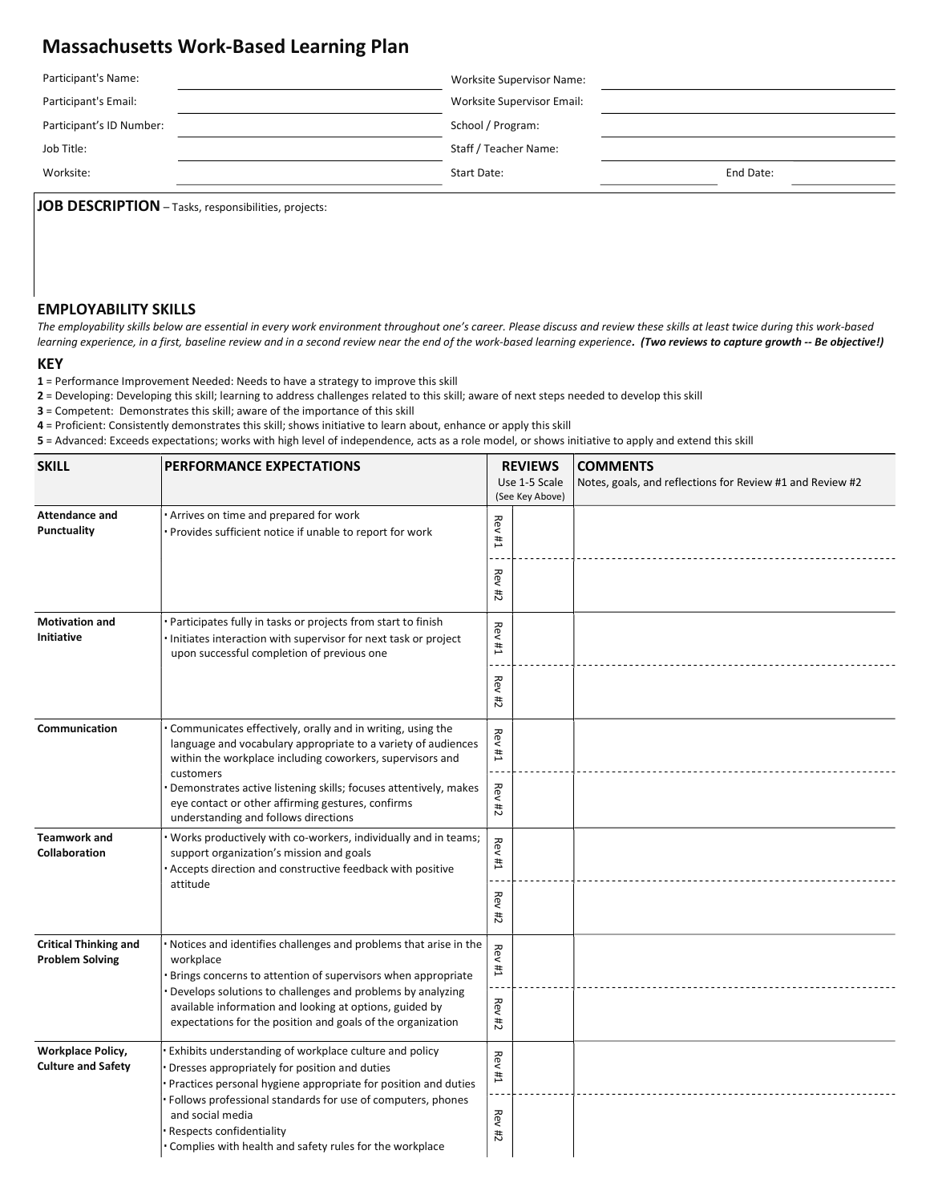# Massachusetts Work-Based Learning Plan

| | | | |
|---|---|---|---|
| Participant's Name: | | Worksite Supervisor Name: | |
| Participant's Email: | | Worksite Supervisor Email: | |
| Participant's ID Number: | | School / Program: | |
| Job Title: | | Staff / Teacher Name: | |
| Worksite: | | Start Date: | End Date: |

**JOB DESCRIPTION** – Tasks, responsibilities, projects:

## EMPLOYABILITY SKILLS

*The employability skills below are essential in every work environment throughout one's career. Please discuss and review these skills at least twice during this work-based learning experience, in a first, baseline review and in a second review near the end of the work-based learning experience.* ***(Two reviews to capture growth -- Be objective!)***

## KEY

**1** = Performance Improvement Needed: Needs to have a strategy to improve this skill
**2** = Developing: Developing this skill; learning to address challenges related to this skill; aware of next steps needed to develop this skill
**3** = Competent: Demonstrates this skill; aware of the importance of this skill
**4** = Proficient: Consistently demonstrates this skill; shows initiative to learn about, enhance or apply this skill
**5** = Advanced: Exceeds expectations; works with high level of independence, acts as a role model, or shows initiative to apply and extend this skill

| SKILL | PERFORMANCE EXPECTATIONS | REVIEWS Use 1-5 Scale (See Key Above) | | COMMENTS Notes, goals, and reflections for Review #1 and Review #2 |
|---|---|---|---|---|
| **Attendance and Punctuality** | · Arrives on time and prepared for work<br>· Provides sufficient notice if unable to report for work | Rev #1 | | |
| | | Rev #2 | | |
| **Motivation and Initiative** | · Participates fully in tasks or projects from start to finish<br>· Initiates interaction with supervisor for next task or project upon successful completion of previous one | Rev #1 | | |
| | | Rev #2 | | |
| **Communication** | · Communicates effectively, orally and in writing, using the language and vocabulary appropriate to a variety of audiences within the workplace including coworkers, supervisors and customers<br>· Demonstrates active listening skills; focuses attentively, makes eye contact or other affirming gestures, confirms understanding and follows directions | Rev #1 | | |
| | | Rev #2 | | |
| **Teamwork and Collaboration** | · Works productively with co-workers, individually and in teams; support organization's mission and goals<br>· Accepts direction and constructive feedback with positive attitude | Rev #1 | | |
| | | Rev #2 | | |
| **Critical Thinking and Problem Solving** | · Notices and identifies challenges and problems that arise in the workplace<br>· Brings concerns to attention of supervisors when appropriate<br>· Develops solutions to challenges and problems by analyzing available information and looking at options, guided by expectations for the position and goals of the organization | Rev #1 | | |
| | | Rev #2 | | |
| **Workplace Policy, Culture and Safety** | · Exhibits understanding of workplace culture and policy<br>· Dresses appropriately for position and duties<br>· Practices personal hygiene appropriate for position and duties<br>· Follows professional standards for use of computers, phones and social media<br>· Respects confidentiality<br>· Complies with health and safety rules for the workplace | Rev #1 | | |
| | | Rev #2 | | |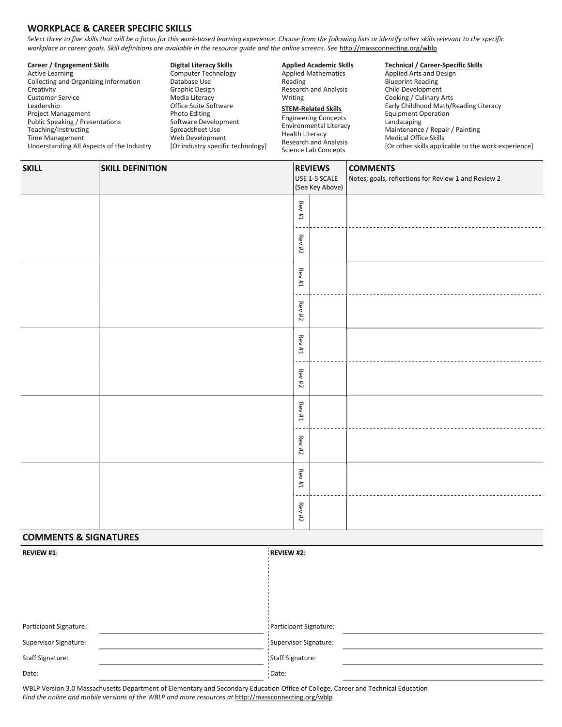## WORKPLACE & CAREER SPECIFIC SKILLS

*Select three to five skills that will be a focus for this work-based learning experience. Choose from the following lists or identify other skills relevant to the specific workplace or career goals. Skill definitions are available in the resource guide and the online screens. See* http://massconnecting.org/wblp

**Career / Engagement Skills**
- Active Learning
- Collecting and Organizing Information
- Creativity
- Customer Service
- Leadership
- Project Management
- Public Speaking / Presentations
- Teaching/Instructing
- Time Management
- Understanding All Aspects of the Industry

**Digital Literacy Skills**
- Computer Technology
- Database Use
- Graphic Design
- Media Literacy
- Office Suite Software
- Photo Editing
- Software Development
- Spreadsheet Use
- Web Development
- [Or industry specific technology]

**Applied Academic Skills**
- Applied Mathematics
- Reading
- Research and Analysis
- Writing

**STEM-Related Skills**
- Engineering Concepts
- Environmental Literacy
- Health Literacy
- Research and Analysis
- Science Lab Concepts

**Technical / Career-Specific Skills**
- Applied Arts and Design
- Blueprint Reading
- Child Development
- Cooking / Culinary Arts
- Early Childhood Math/Reading Literacy
- Equipment Operation
- Landscaping
- Maintenance / Repair / Painting
- Medical Office Skills
- [Or other skills applicable to the work experience]

| SKILL | SKILL DEFINITION | REVIEWS USE 1-5 SCALE (See Key Above) | | COMMENTS Notes, goals, reflections for Review 1 and Review 2 |
|---|---|---|---|---|
| | | Rev #1 | | |
| | | Rev #2 | | |
| | | Rev #1 | | |
| | | Rev #2 | | |
| | | Rev #1 | | |
| | | Rev #2 | | |
| | | Rev #1 | | |
| | | Rev #2 | | |
| | | Rev #1 | | |
| | | Rev #2 | | |

## COMMENTS & SIGNATURES

| **REVIEW #1**: | | **REVIEW #2**: | |
|---|---|---|---|
| Participant Signature: | | Participant Signature: | |
| Supervisor Signature: | | Supervisor Signature: | |
| Staff Signature: | | Staff Signature: | |
| Date: | | Date: | |

WBLP Version 3.0 Massachusetts Department of Elementary and Secondary Education Office of College, Career and Technical Education

*Find the online and mobile versions of the WBLP and more resources at* http://massconnecting.org/wblp